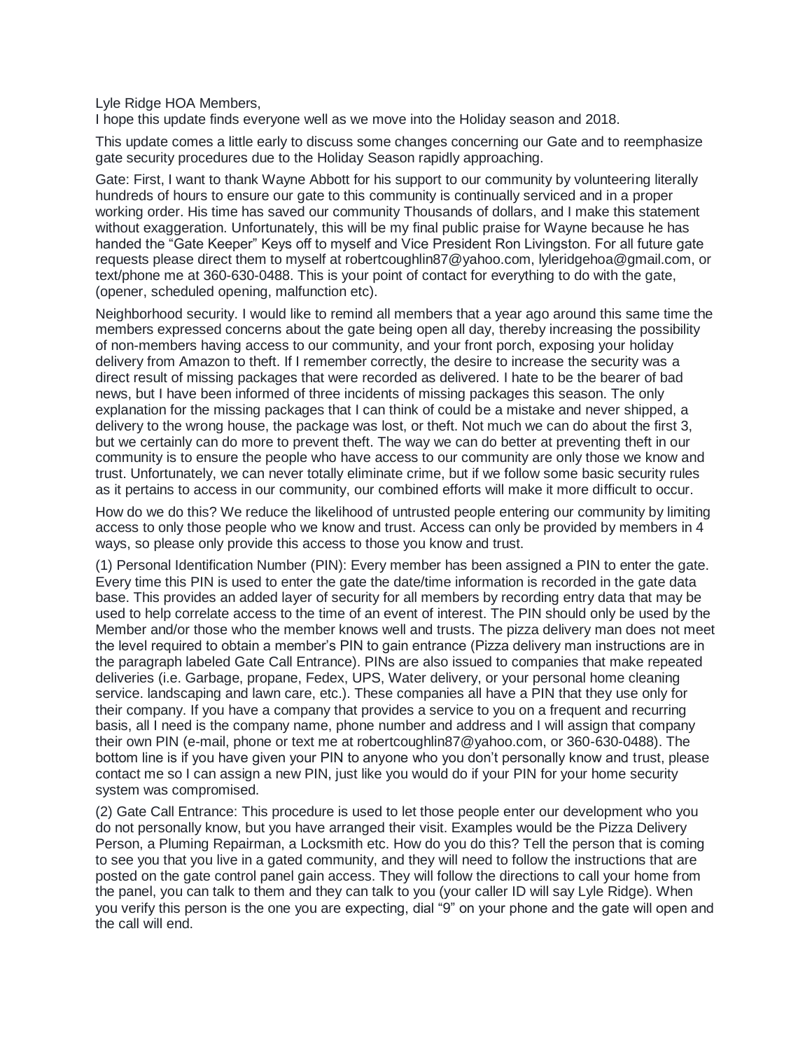Lyle Ridge HOA Members,
I hope this update finds everyone well as we move into the Holiday season and 2018.

This update comes a little early to discuss some changes concerning our Gate and to reemphasize gate security procedures due to the Holiday Season rapidly approaching.

Gate: First, I want to thank Wayne Abbott for his support to our community by volunteering literally hundreds of hours to ensure our gate to this community is continually serviced and in a proper working order. His time has saved our community Thousands of dollars, and I make this statement without exaggeration. Unfortunately, this will be my final public praise for Wayne because he has handed the "Gate Keeper" Keys off to myself and Vice President Ron Livingston. For all future gate requests please direct them to myself at robertcoughlin87@yahoo.com, lyleridgehoa@gmail.com, or text/phone me at 360-630-0488. This is your point of contact for everything to do with the gate, (opener, scheduled opening, malfunction etc).

Neighborhood security. I would like to remind all members that a year ago around this same time the members expressed concerns about the gate being open all day, thereby increasing the possibility of non-members having access to our community, and your front porch, exposing your holiday delivery from Amazon to theft. If I remember correctly, the desire to increase the security was a direct result of missing packages that were recorded as delivered. I hate to be the bearer of bad news, but I have been informed of three incidents of missing packages this season. The only explanation for the missing packages that I can think of could be a mistake and never shipped, a delivery to the wrong house, the package was lost, or theft. Not much we can do about the first 3, but we certainly can do more to prevent theft. The way we can do better at preventing theft in our community is to ensure the people who have access to our community are only those we know and trust. Unfortunately, we can never totally eliminate crime, but if we follow some basic security rules as it pertains to access in our community, our combined efforts will make it more difficult to occur.

How do we do this? We reduce the likelihood of untrusted people entering our community by limiting access to only those people who we know and trust. Access can only be provided by members in 4 ways, so please only provide this access to those you know and trust.

(1) Personal Identification Number (PIN): Every member has been assigned a PIN to enter the gate. Every time this PIN is used to enter the gate the date/time information is recorded in the gate data base. This provides an added layer of security for all members by recording entry data that may be used to help correlate access to the time of an event of interest. The PIN should only be used by the Member and/or those who the member knows well and trusts. The pizza delivery man does not meet the level required to obtain a member's PIN to gain entrance (Pizza delivery man instructions are in the paragraph labeled Gate Call Entrance). PINs are also issued to companies that make repeated deliveries (i.e. Garbage, propane, Fedex, UPS, Water delivery, or your personal home cleaning service. landscaping and lawn care, etc.). These companies all have a PIN that they use only for their company. If you have a company that provides a service to you on a frequent and recurring basis, all I need is the company name, phone number and address and I will assign that company their own PIN (e-mail, phone or text me at robertcoughlin87@yahoo.com, or 360-630-0488). The bottom line is if you have given your PIN to anyone who you don't personally know and trust, please contact me so I can assign a new PIN, just like you would do if your PIN for your home security system was compromised.

(2) Gate Call Entrance: This procedure is used to let those people enter our development who you do not personally know, but you have arranged their visit. Examples would be the Pizza Delivery Person, a Puming Repairman, a Locksmith etc. How do you do this? Tell the person that is coming to see you that you live in a gated community, and they will need to follow the instructions that are posted on the gate control panel gain access. They will follow the directions to call your home from the panel, you can talk to them and they can talk to you (your caller ID will say Lyle Ridge). When you verify this person is the one you are expecting, dial "9" on your phone and the gate will open and the call will end.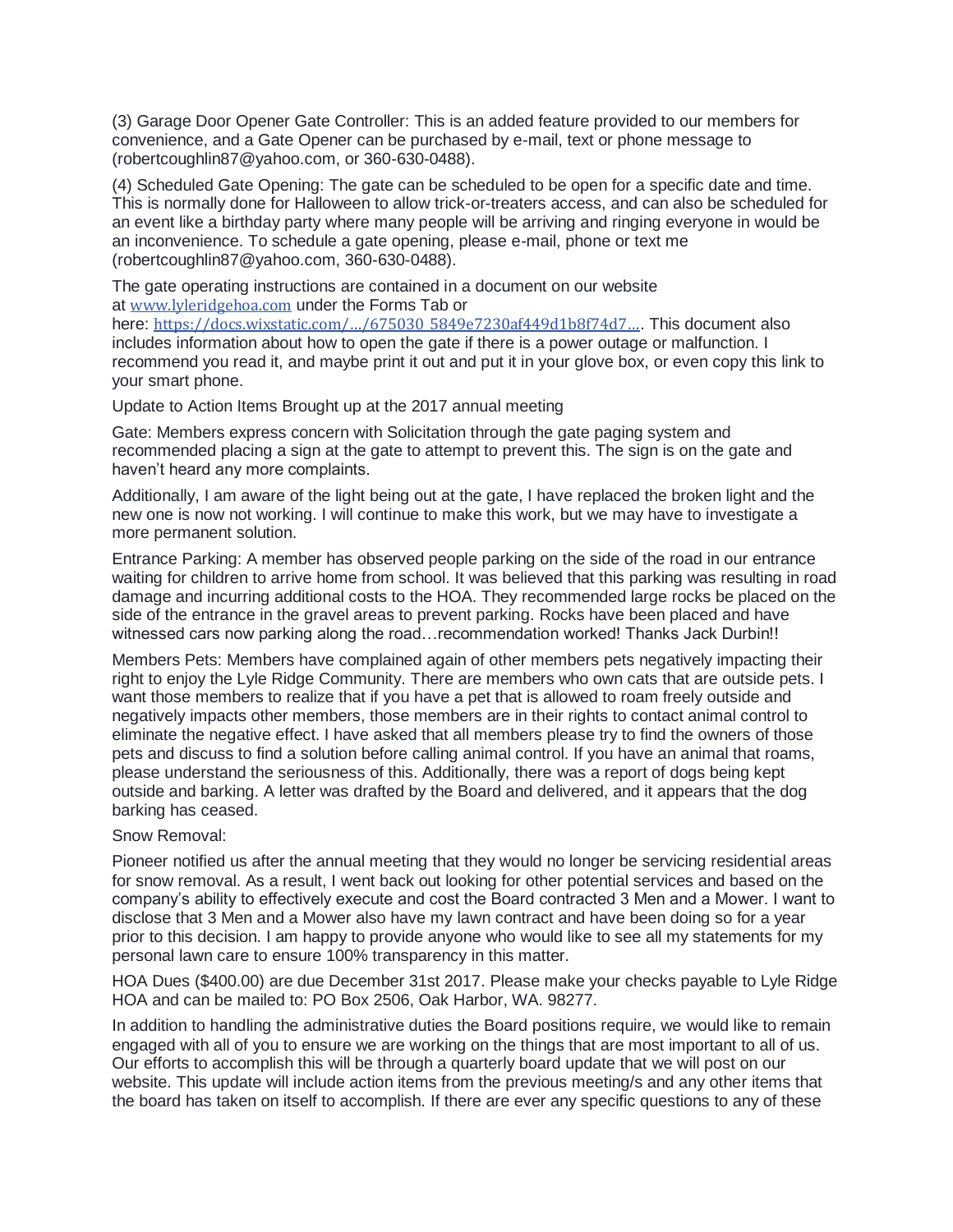(3) Garage Door Opener Gate Controller: This is an added feature provided to our members for convenience, and a Gate Opener can be purchased by e-mail, text or phone message to (robertcoughlin87@yahoo.com, or 360-630-0488).

(4) Scheduled Gate Opening: The gate can be scheduled to be open for a specific date and time. This is normally done for Halloween to allow trick-or-treaters access, and can also be scheduled for an event like a birthday party where many people will be arriving and ringing everyone in would be an inconvenience. To schedule a gate opening, please e-mail, phone or text me (robertcoughlin87@yahoo.com, 360-630-0488).

The gate operating instructions are contained in a document on our website at www.lyleridgehoa.com under the Forms Tab or here: https://docs.wixstatic.com/.../675030_5849e7230af449d1b8f74d7.... This document also includes information about how to open the gate if there is a power outage or malfunction. I recommend you read it, and maybe print it out and put it in your glove box, or even copy this link to your smart phone.

Update to Action Items Brought up at the 2017 annual meeting

Gate: Members express concern with Solicitation through the gate paging system and recommended placing a sign at the gate to attempt to prevent this. The sign is on the gate and haven't heard any more complaints.

Additionally, I am aware of the light being out at the gate, I have replaced the broken light and the new one is now not working. I will continue to make this work, but we may have to investigate a more permanent solution.

Entrance Parking: A member has observed people parking on the side of the road in our entrance waiting for children to arrive home from school. It was believed that this parking was resulting in road damage and incurring additional costs to the HOA. They recommended large rocks be placed on the side of the entrance in the gravel areas to prevent parking. Rocks have been placed and have witnessed cars now parking along the road…recommendation worked! Thanks Jack Durbin!!

Members Pets: Members have complained again of other members pets negatively impacting their right to enjoy the Lyle Ridge Community. There are members who own cats that are outside pets. I want those members to realize that if you have a pet that is allowed to roam freely outside and negatively impacts other members, those members are in their rights to contact animal control to eliminate the negative effect. I have asked that all members please try to find the owners of those pets and discuss to find a solution before calling animal control. If you have an animal that roams, please understand the seriousness of this. Additionally, there was a report of dogs being kept outside and barking. A letter was drafted by the Board and delivered, and it appears that the dog barking has ceased.

Snow Removal:

Pioneer notified us after the annual meeting that they would no longer be servicing residential areas for snow removal. As a result, I went back out looking for other potential services and based on the company's ability to effectively execute and cost the Board contracted 3 Men and a Mower. I want to disclose that 3 Men and a Mower also have my lawn contract and have been doing so for a year prior to this decision. I am happy to provide anyone who would like to see all my statements for my personal lawn care to ensure 100% transparency in this matter.

HOA Dues ($400.00) are due December 31st 2017. Please make your checks payable to Lyle Ridge HOA and can be mailed to: PO Box 2506, Oak Harbor, WA. 98277.

In addition to handling the administrative duties the Board positions require, we would like to remain engaged with all of you to ensure we are working on the things that are most important to all of us. Our efforts to accomplish this will be through a quarterly board update that we will post on our website. This update will include action items from the previous meeting/s and any other items that the board has taken on itself to accomplish. If there are ever any specific questions to any of these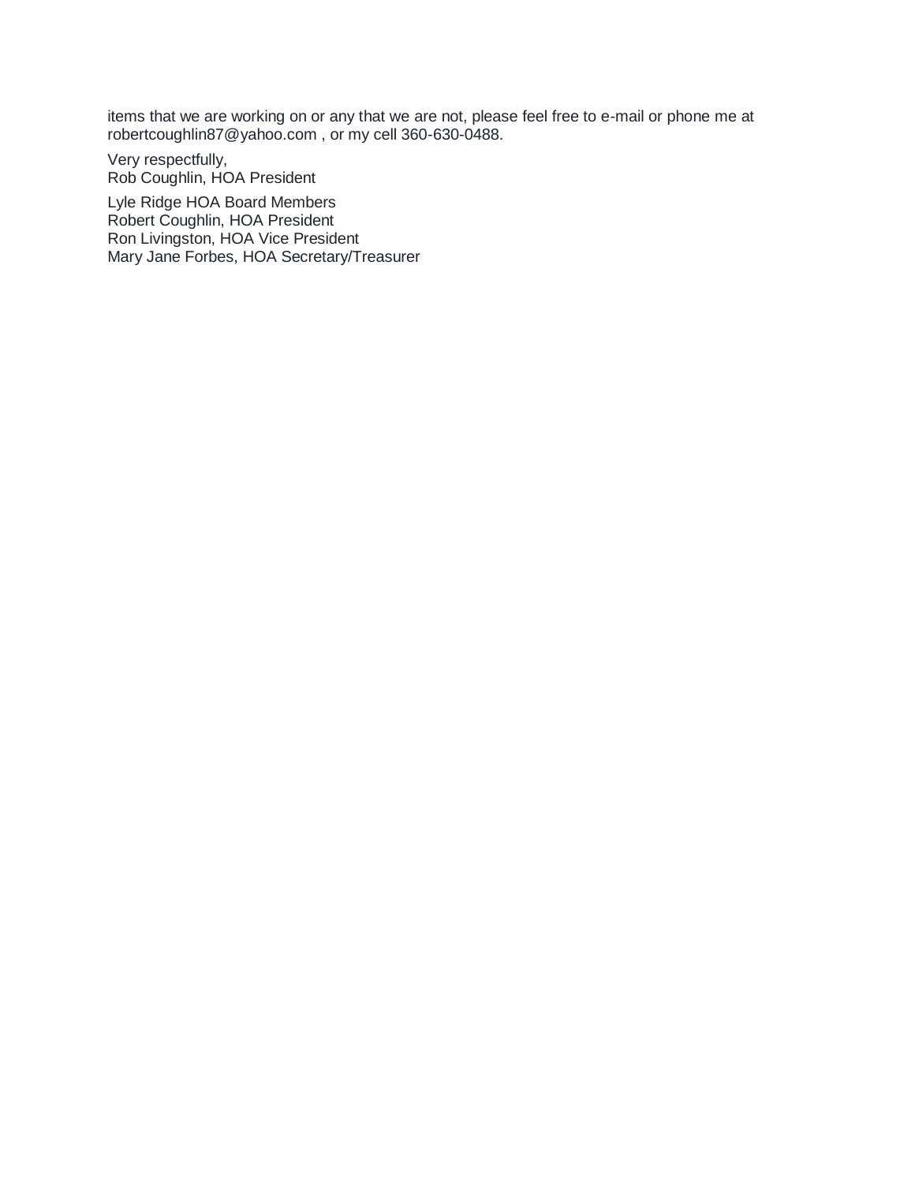items that we are working on or any that we are not, please feel free to e-mail or phone me at robertcoughlin87@yahoo.com , or my cell 360-630-0488.

Very respectfully,
Rob Coughlin, HOA President

Lyle Ridge HOA Board Members
Robert Coughlin, HOA President
Ron Livingston, HOA Vice President
Mary Jane Forbes, HOA Secretary/Treasurer